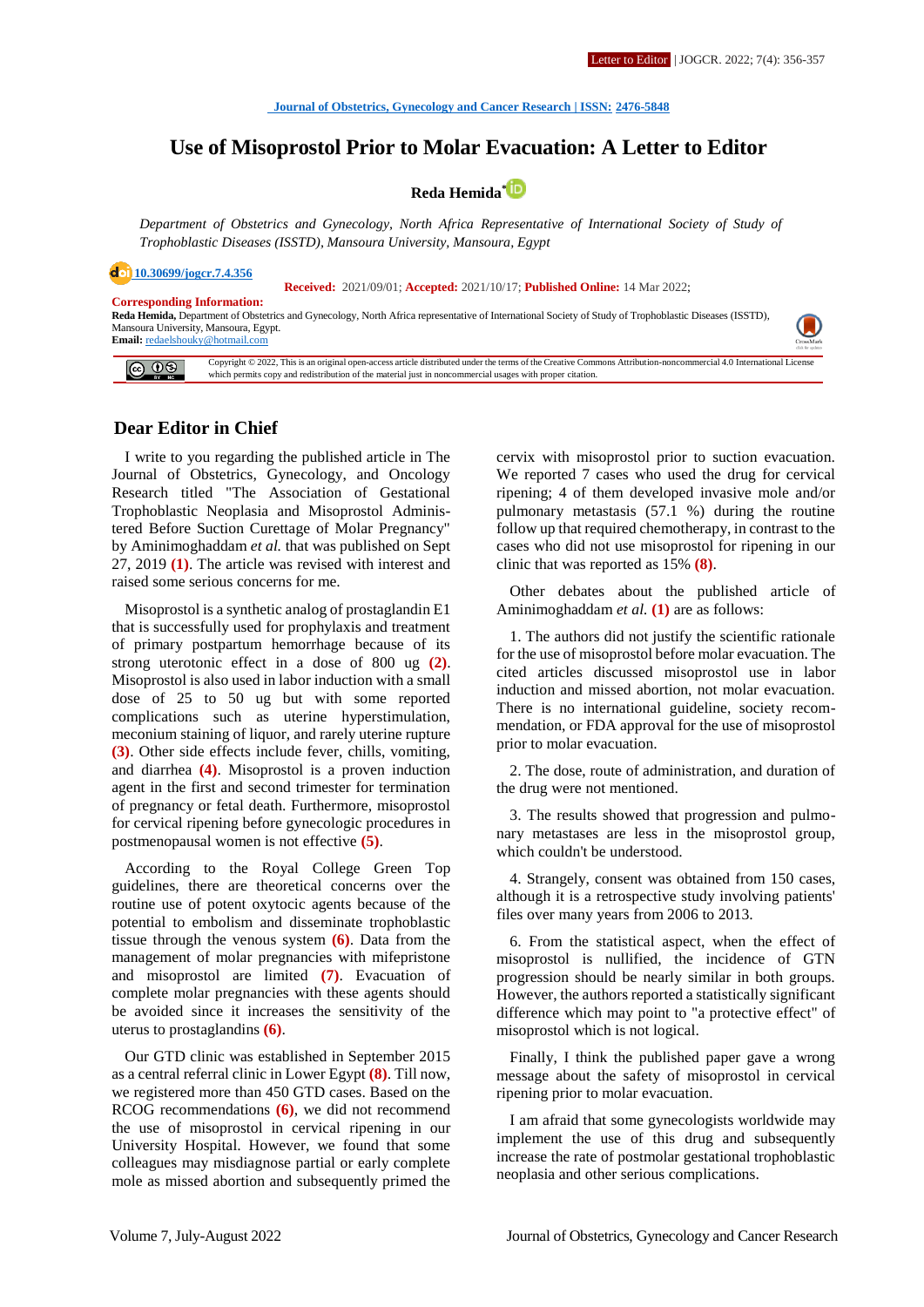Journal of Obstetrics, Gynecology and Cancer Research | ISSN: 2476-5848

# Use of Misoprostol Prior to Molar Evacuation: A Letter to Editor

**Reda Hemida***

*Department of Obstetrics and Gynecology, North Africa Representative of International Society of Study of Trophoblastic Diseases (ISSTD), Mansoura University, Mansoura, Egypt*

10.30699/jogcr.7.4.356

**Received:** 2021/09/01; **Accepted:** 2021/10/17; **Published Online:** 14 Mar 2022;

**Corresponding Information:**
**Reda Hemida,** Department of Obstetrics and Gynecology, North Africa representative of International Society of Study of Trophoblastic Diseases (ISSTD), Mansoura University, Mansoura, Egypt.
**Email:** redaelshouky@hotmail.com

Copyright © 2022, This is an original open-access article distributed under the terms of the Creative Commons Attribution-noncommercial 4.0 International License which permits copy and redistribution of the material just in noncommercial usages with proper citation.

## Dear Editor in Chief

I write to you regarding the published article in The Journal of Obstetrics, Gynecology, and Oncology Research titled "The Association of Gestational Trophoblastic Neoplasia and Misoprostol Administered Before Suction Curettage of Molar Pregnancy" by Aminimoghaddam *et al.* that was published on Sept 27, 2019 **(1)**. The article was reviewed with interest and raised some serious concerns for me.

Misoprostol is a synthetic analog of prostaglandin E1 that is successfully used for prophylaxis and treatment of primary postpartum hemorrhage because of its strong uterotonic effect in a dose of 800 ug **(2)**. Misoprostol is also used in labor induction with a small dose of 25 to 50 ug but with some reported complications such as uterine hyperstimulation, meconium staining of liquor, and rarely uterine rupture **(3)**. Other side effects include fever, chills, vomiting, and diarrhea **(4)**. Misoprostol is a proven induction agent in the first and second trimester for termination of pregnancy or fetal death. Furthermore, misoprostol for cervical ripening before gynecologic procedures in postmenopausal women is not effective **(5)**.

According to the Royal College Green Top guidelines, there are theoretical concerns over the routine use of potent oxytocic agents because of the potential to embolism and disseminate trophoblastic tissue through the venous system **(6)**. Data from the management of molar pregnancies with mifepristone and misoprostol are limited **(7)**. Evacuation of complete molar pregnancies with these agents should be avoided since it increases the sensitivity of the uterus to prostaglandins **(6)**.

Our GTD clinic was established in September 2015 as a central referral clinic in Lower Egypt **(8)**. Till now, we registered more than 450 GTD cases. Based on the RCOG recommendations **(6)**, we did not recommend the use of misoprostol in cervical ripening in our University Hospital. However, we found that some colleagues may misdiagnose partial or early complete mole as missed abortion and subsequently primed the cervix with misoprostol prior to suction evacuation. We reported 7 cases who used the drug for cervical ripening; 4 of them developed invasive mole and/or pulmonary metastasis (57.1 %) during the routine follow up that required chemotherapy, in contrast to the cases who did not use misoprostol for ripening in our clinic that was reported as 15% **(8)**.

Other debates about the published article of Aminimoghaddam *et al.* **(1)** are as follows:

1. The authors did not justify the scientific rationale for the use of misoprostol before molar evacuation. The cited articles discussed misoprostol use in labor induction and missed abortion, not molar evacuation. There is no international guideline, society recommendation, or FDA approval for the use of misoprostol prior to molar evacuation.

2. The dose, route of administration, and duration of the drug were not mentioned.

3. The results showed that progression and pulmonary metastases are less in the misoprostol group, which couldn't be understood.

4. Strangely, consent was obtained from 150 cases, although it is a retrospective study involving patients' files over many years from 2006 to 2013.

6. From the statistical aspect, when the effect of misoprostol is nullified, the incidence of GTN progression should be nearly similar in both groups. However, the authors reported a statistically significant difference which may point to "a protective effect" of misoprostol which is not logical.

Finally, I think the published paper gave a wrong message about the safety of misoprostol in cervical ripening prior to molar evacuation.

I am afraid that some gynecologists worldwide may implement the use of this drug and subsequently increase the rate of postmolar gestational trophoblastic neoplasia and other serious complications.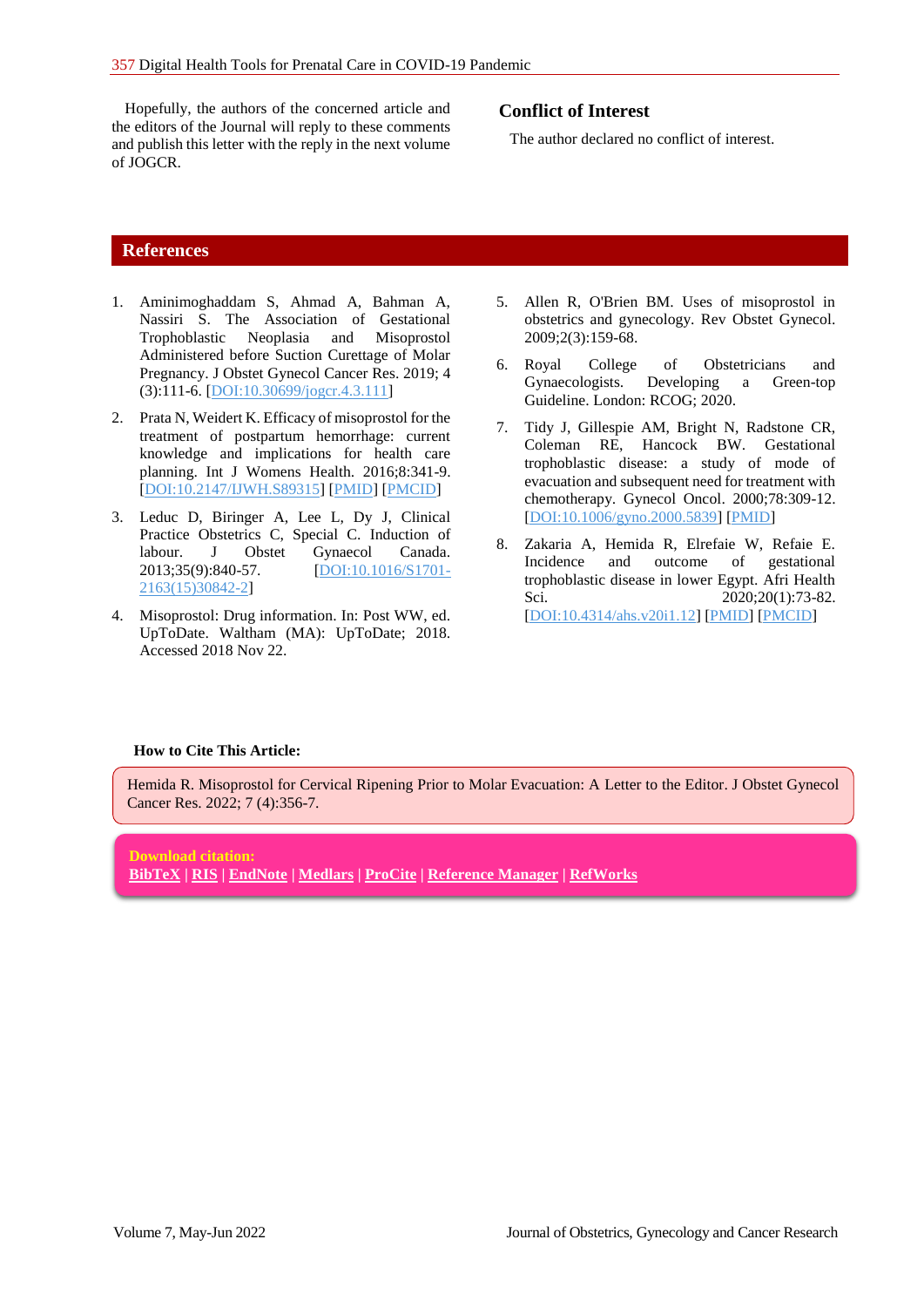Hopefully, the authors of the concerned article and the editors of the Journal will reply to these comments and publish this letter with the reply in the next volume of JOGCR.

## Conflict of Interest

The author declared no conflict of interest.

## References

1. Aminimoghaddam S, Ahmad A, Bahman A, Nassiri S. The Association of Gestational Trophoblastic Neoplasia and Misoprostol Administered before Suction Curettage of Molar Pregnancy. J Obstet Gynecol Cancer Res. 2019; 4 (3):111-6. [DOI:10.30699/jogcr.4.3.111]
2. Prata N, Weidert K. Efficacy of misoprostol for the treatment of postpartum hemorrhage: current knowledge and implications for health care planning. Int J Womens Health. 2016;8:341-9. [DOI:10.2147/IJWH.S89315] [PMID] [PMCID]
3. Leduc D, Biringer A, Lee L, Dy J, Clinical Practice Obstetrics C, Special C. Induction of labour. J Obstet Gynaecol Canada. 2013;35(9):840-57. [DOI:10.1016/S1701-2163(15)30842-2]
4. Misoprostol: Drug information. In: Post WW, ed. UpToDate. Waltham (MA): UpToDate; 2018. Accessed 2018 Nov 22.
5. Allen R, O'Brien BM. Uses of misoprostol in obstetrics and gynecology. Rev Obstet Gynecol. 2009;2(3):159-68.
6. Royal College of Obstetricians and Gynaecologists. Developing a Green-top Guideline. London: RCOG; 2020.
7. Tidy J, Gillespie AM, Bright N, Radstone CR, Coleman RE, Hancock BW. Gestational trophoblastic disease: a study of mode of evacuation and subsequent need for treatment with chemotherapy. Gynecol Oncol. 2000;78:309-12. [DOI:10.1006/gyno.2000.5839] [PMID]
8. Zakaria A, Hemida R, Elrefaie W, Refaie E. Incidence and outcome of gestational trophoblastic disease in lower Egypt. Afri Health Sci. 2020;20(1):73-82. [DOI:10.4314/ahs.v20i1.12] [PMID] [PMCID]

**How to Cite This Article:**

Hemida R. Misoprostol for Cervical Ripening Prior to Molar Evacuation: A Letter to the Editor. J Obstet Gynecol Cancer Res. 2022; 7 (4):356-7.

**Download citation:**
**BibTeX | RIS | EndNote | Medlars | ProCite | Reference Manager | RefWorks**